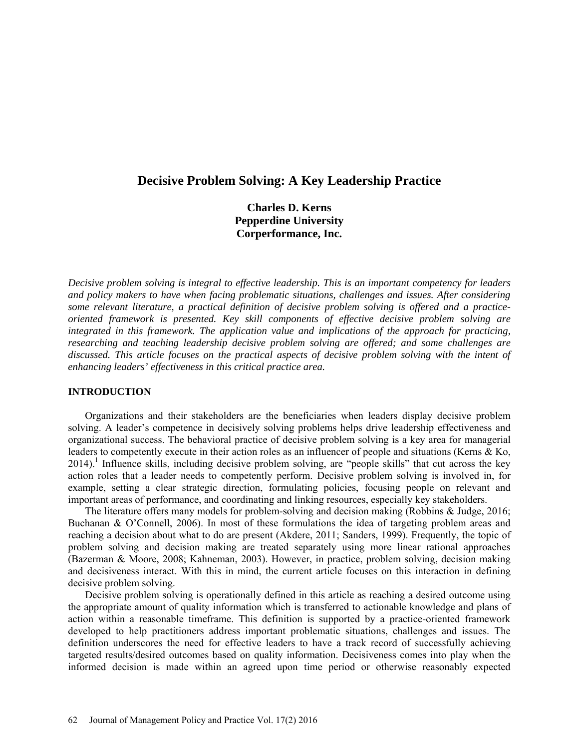# Decisive Problem Solving: A Key Leadership Practice

**Charles D. Kerns**
**Pepperdine University**
**Corperformance, Inc.**

*Decisive problem solving is integral to effective leadership. This is an important competency for leaders and policy makers to have when facing problematic situations, challenges and issues. After considering some relevant literature, a practical definition of decisive problem solving is offered and a practice-oriented framework is presented. Key skill components of effective decisive problem solving are integrated in this framework. The application value and implications of the approach for practicing, researching and teaching leadership decisive problem solving are offered; and some challenges are discussed. This article focuses on the practical aspects of decisive problem solving with the intent of enhancing leaders' effectiveness in this critical practice area.*

## INTRODUCTION

Organizations and their stakeholders are the beneficiaries when leaders display decisive problem solving. A leader's competence in decisively solving problems helps drive leadership effectiveness and organizational success. The behavioral practice of decisive problem solving is a key area for managerial leaders to competently execute in their action roles as an influencer of people and situations (Kerns & Ko, 2014).[1] Influence skills, including decisive problem solving, are "people skills" that cut across the key action roles that a leader needs to competently perform. Decisive problem solving is involved in, for example, setting a clear strategic direction, formulating policies, focusing people on relevant and important areas of performance, and coordinating and linking resources, especially key stakeholders.

The literature offers many models for problem-solving and decision making (Robbins & Judge, 2016; Buchanan & O'Connell, 2006). In most of these formulations the idea of targeting problem areas and reaching a decision about what to do are present (Akdere, 2011; Sanders, 1999). Frequently, the topic of problem solving and decision making are treated separately using more linear rational approaches (Bazerman & Moore, 2008; Kahneman, 2003). However, in practice, problem solving, decision making and decisiveness interact. With this in mind, the current article focuses on this interaction in defining decisive problem solving.

Decisive problem solving is operationally defined in this article as reaching a desired outcome using the appropriate amount of quality information which is transferred to actionable knowledge and plans of action within a reasonable timeframe. This definition is supported by a practice-oriented framework developed to help practitioners address important problematic situations, challenges and issues. The definition underscores the need for effective leaders to have a track record of successfully achieving targeted results/desired outcomes based on quality information. Decisiveness comes into play when the informed decision is made within an agreed upon time period or otherwise reasonably expected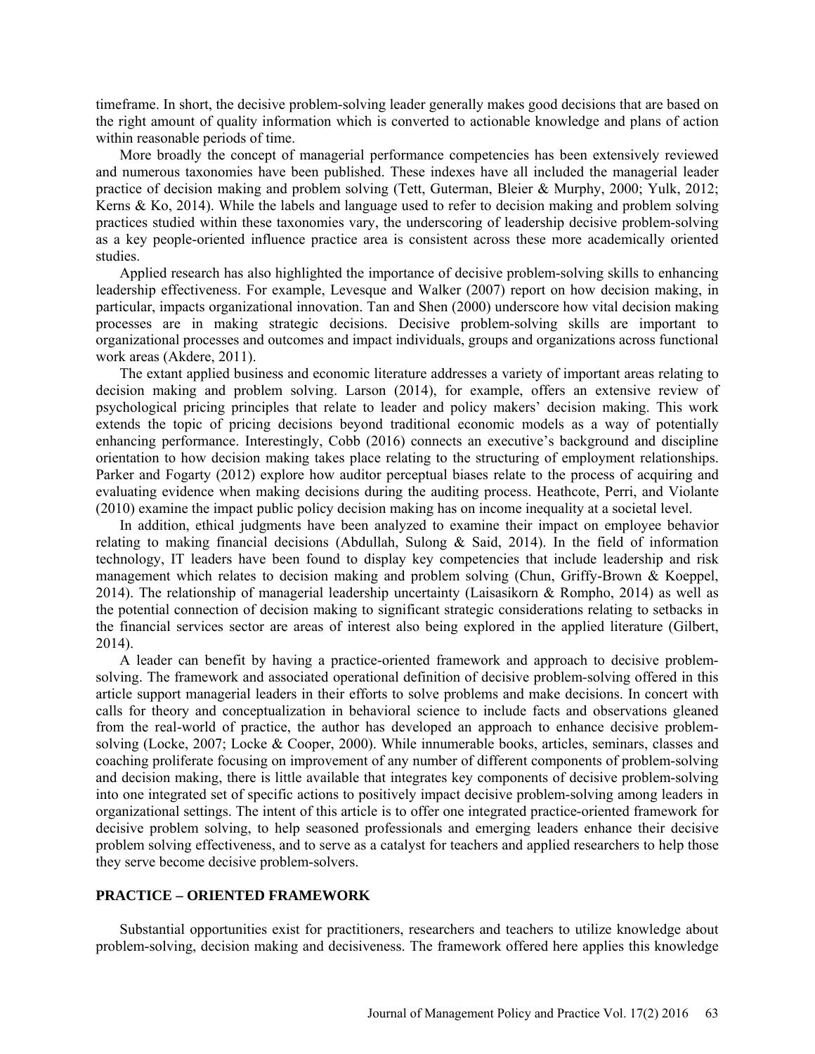timeframe. In short, the decisive problem-solving leader generally makes good decisions that are based on the right amount of quality information which is converted to actionable knowledge and plans of action within reasonable periods of time.

More broadly the concept of managerial performance competencies has been extensively reviewed and numerous taxonomies have been published. These indexes have all included the managerial leader practice of decision making and problem solving (Tett, Guterman, Bleier & Murphy, 2000; Yulk, 2012; Kerns & Ko, 2014). While the labels and language used to refer to decision making and problem solving practices studied within these taxonomies vary, the underscoring of leadership decisive problem-solving as a key people-oriented influence practice area is consistent across these more academically oriented studies.

Applied research has also highlighted the importance of decisive problem-solving skills to enhancing leadership effectiveness. For example, Levesque and Walker (2007) report on how decision making, in particular, impacts organizational innovation. Tan and Shen (2000) underscore how vital decision making processes are in making strategic decisions. Decisive problem-solving skills are important to organizational processes and outcomes and impact individuals, groups and organizations across functional work areas (Akdere, 2011).

The extant applied business and economic literature addresses a variety of important areas relating to decision making and problem solving. Larson (2014), for example, offers an extensive review of psychological pricing principles that relate to leader and policy makers' decision making. This work extends the topic of pricing decisions beyond traditional economic models as a way of potentially enhancing performance. Interestingly, Cobb (2016) connects an executive's background and discipline orientation to how decision making takes place relating to the structuring of employment relationships. Parker and Fogarty (2012) explore how auditor perceptual biases relate to the process of acquiring and evaluating evidence when making decisions during the auditing process. Heathcote, Perri, and Violante (2010) examine the impact public policy decision making has on income inequality at a societal level.

In addition, ethical judgments have been analyzed to examine their impact on employee behavior relating to making financial decisions (Abdullah, Sulong & Said, 2014). In the field of information technology, IT leaders have been found to display key competencies that include leadership and risk management which relates to decision making and problem solving (Chun, Griffy-Brown & Koeppel, 2014). The relationship of managerial leadership uncertainty (Laisasikorn & Rompho, 2014) as well as the potential connection of decision making to significant strategic considerations relating to setbacks in the financial services sector are areas of interest also being explored in the applied literature (Gilbert, 2014).

A leader can benefit by having a practice-oriented framework and approach to decisive problem-solving. The framework and associated operational definition of decisive problem-solving offered in this article support managerial leaders in their efforts to solve problems and make decisions. In concert with calls for theory and conceptualization in behavioral science to include facts and observations gleaned from the real-world of practice, the author has developed an approach to enhance decisive problem-solving (Locke, 2007; Locke & Cooper, 2000). While innumerable books, articles, seminars, classes and coaching proliferate focusing on improvement of any number of different components of problem-solving and decision making, there is little available that integrates key components of decisive problem-solving into one integrated set of specific actions to positively impact decisive problem-solving among leaders in organizational settings. The intent of this article is to offer one integrated practice-oriented framework for decisive problem solving, to help seasoned professionals and emerging leaders enhance their decisive problem solving effectiveness, and to serve as a catalyst for teachers and applied researchers to help those they serve become decisive problem-solvers.

## PRACTICE – ORIENTED FRAMEWORK

Substantial opportunities exist for practitioners, researchers and teachers to utilize knowledge about problem-solving, decision making and decisiveness. The framework offered here applies this knowledge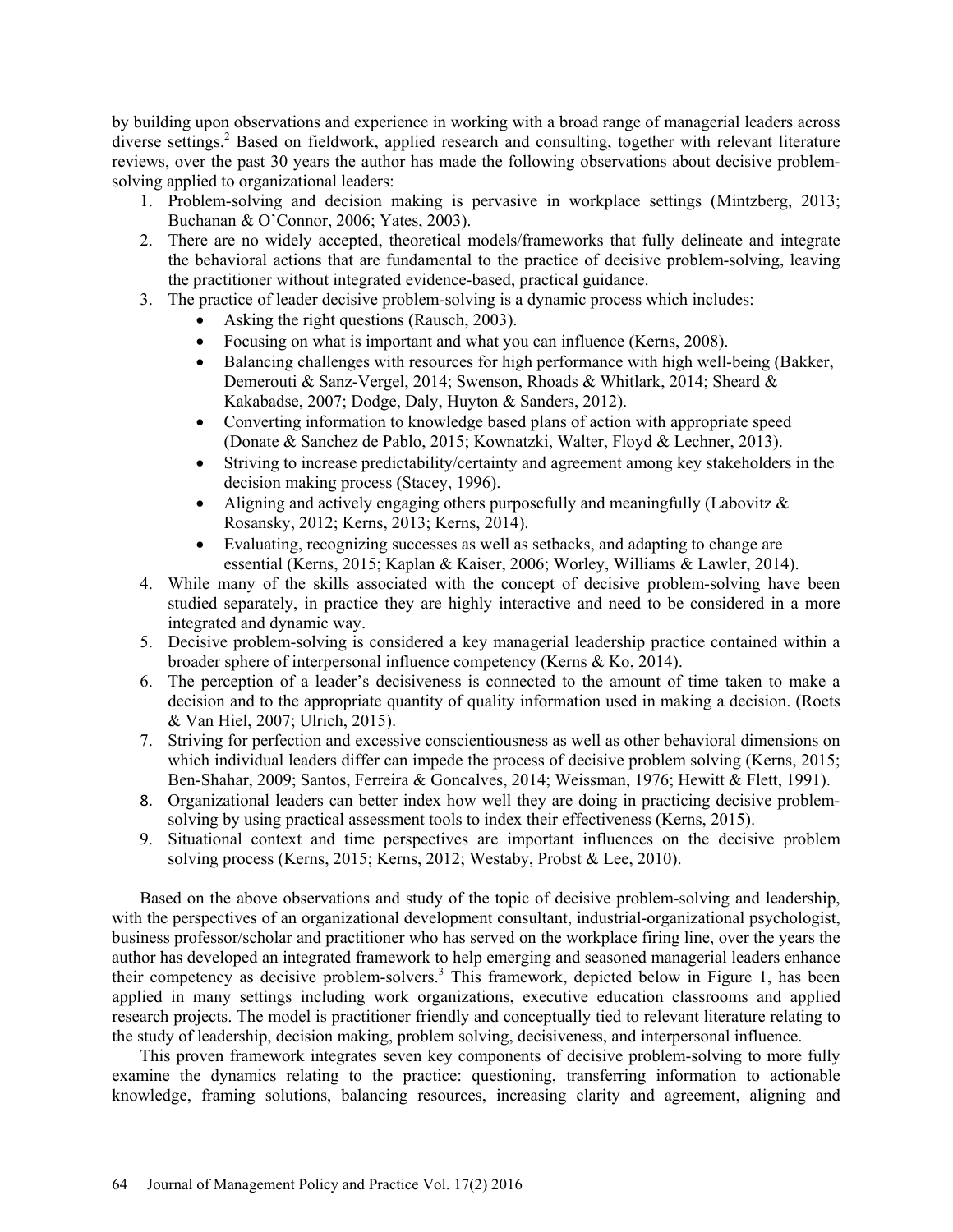by building upon observations and experience in working with a broad range of managerial leaders across diverse settings.[2] Based on fieldwork, applied research and consulting, together with relevant literature reviews, over the past 30 years the author has made the following observations about decisive problem-solving applied to organizational leaders:

1. Problem-solving and decision making is pervasive in workplace settings (Mintzberg, 2013; Buchanan & O'Connor, 2006; Yates, 2003).
2. There are no widely accepted, theoretical models/frameworks that fully delineate and integrate the behavioral actions that are fundamental to the practice of decisive problem-solving, leaving the practitioner without integrated evidence-based, practical guidance.
3. The practice of leader decisive problem-solving is a dynamic process which includes:
   - Asking the right questions (Rausch, 2003).
   - Focusing on what is important and what you can influence (Kerns, 2008).
   - Balancing challenges with resources for high performance with high well-being (Bakker, Demerouti & Sanz-Vergel, 2014; Swenson, Rhoads & Whitlark, 2014; Sheard & Kakabadse, 2007; Dodge, Daly, Huyton & Sanders, 2012).
   - Converting information to knowledge based plans of action with appropriate speed (Donate & Sanchez de Pablo, 2015; Kownatzki, Walter, Floyd & Lechner, 2013).
   - Striving to increase predictability/certainty and agreement among key stakeholders in the decision making process (Stacey, 1996).
   - Aligning and actively engaging others purposefully and meaningfully (Labovitz & Rosansky, 2012; Kerns, 2013; Kerns, 2014).
   - Evaluating, recognizing successes as well as setbacks, and adapting to change are essential (Kerns, 2015; Kaplan & Kaiser, 2006; Worley, Williams & Lawler, 2014).
4. While many of the skills associated with the concept of decisive problem-solving have been studied separately, in practice they are highly interactive and need to be considered in a more integrated and dynamic way.
5. Decisive problem-solving is considered a key managerial leadership practice contained within a broader sphere of interpersonal influence competency (Kerns & Ko, 2014).
6. The perception of a leader's decisiveness is connected to the amount of time taken to make a decision and to the appropriate quantity of quality information used in making a decision. (Roets & Van Hiel, 2007; Ulrich, 2015).
7. Striving for perfection and excessive conscientiousness as well as other behavioral dimensions on which individual leaders differ can impede the process of decisive problem solving (Kerns, 2015; Ben-Shahar, 2009; Santos, Ferreira & Goncalves, 2014; Weissman, 1976; Hewitt & Flett, 1991).
8. Organizational leaders can better index how well they are doing in practicing decisive problem-solving by using practical assessment tools to index their effectiveness (Kerns, 2015).
9. Situational context and time perspectives are important influences on the decisive problem solving process (Kerns, 2015; Kerns, 2012; Westaby, Probst & Lee, 2010).

Based on the above observations and study of the topic of decisive problem-solving and leadership, with the perspectives of an organizational development consultant, industrial-organizational psychologist, business professor/scholar and practitioner who has served on the workplace firing line, over the years the author has developed an integrated framework to help emerging and seasoned managerial leaders enhance their competency as decisive problem-solvers.[3] This framework, depicted below in Figure 1, has been applied in many settings including work organizations, executive education classrooms and applied research projects. The model is practitioner friendly and conceptually tied to relevant literature relating to the study of leadership, decision making, problem solving, decisiveness, and interpersonal influence.

This proven framework integrates seven key components of decisive problem-solving to more fully examine the dynamics relating to the practice: questioning, transferring information to actionable knowledge, framing solutions, balancing resources, increasing clarity and agreement, aligning and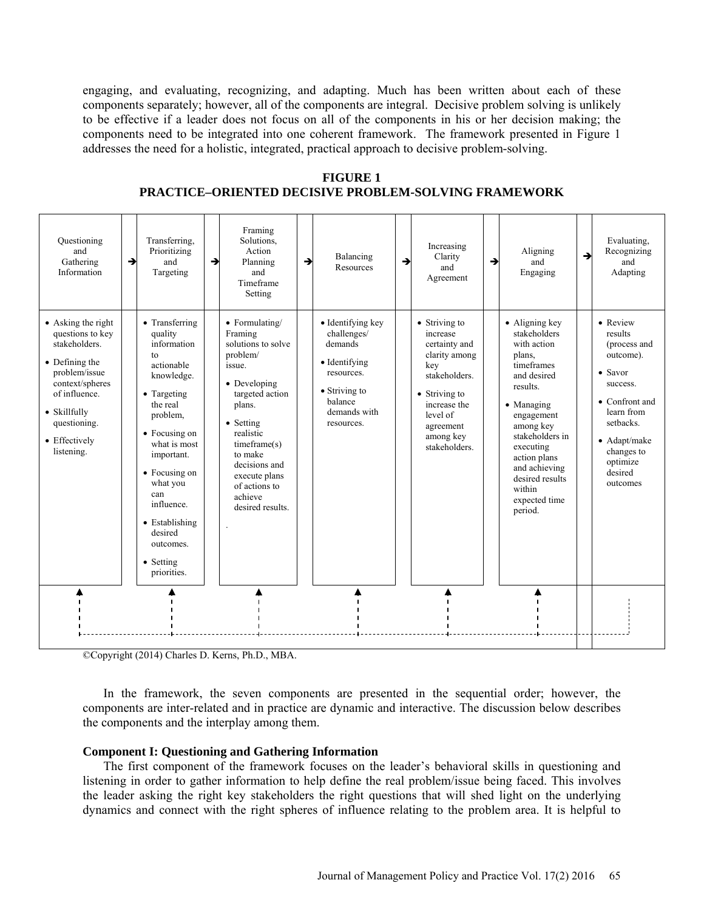engaging, and evaluating, recognizing, and adapting. Much has been written about each of these components separately; however, all of the components are integral. Decisive problem solving is unlikely to be effective if a leader does not focus on all of the components in his or her decision making; the components need to be integrated into one coherent framework. The framework presented in Figure 1 addresses the need for a holistic, integrated, practical approach to decisive problem-solving.

**FIGURE 1**
**PRACTICE–ORIENTED DECISIVE PROBLEM-SOLVING FRAMEWORK**

| Questioning and Gathering Information | → | Transferring, Prioritizing and Targeting | → | Framing Solutions, Action Planning and Timeframe Setting | → | Balancing Resources | → | Increasing Clarity and Agreement | → | Aligning and Engaging | → | Evaluating, Recognizing and Adapting |
|---|---|---|---|---|---|---|---|---|---|---|---|---|
| • Asking the right questions to key stakeholders.<br>• Defining the problem/issue context/spheres of influence.<br>• Skillfully questioning.<br>• Effectively listening. | | • Transferring quality information to actionable knowledge.<br>• Targeting the real problem,<br>• Focusing on what is most important.<br>• Focusing on what you can influence.<br>• Establishing desired outcomes.<br>• Setting priorities. | | • Formulating/ Framing solutions to solve problem/ issue.<br>• Developing targeted action plans.<br>• Setting realistic timeframe(s) to make decisions and execute plans of actions to achieve desired results. | | • Identifying key challenges/ demands<br>• Identifying resources.<br>• Striving to balance demands with resources. | | • Striving to increase certainty and clarity among key stakeholders.<br>• Striving to increase the level of agreement among key stakeholders. | | • Aligning key stakeholders with action plans, timeframes and desired results.<br>• Managing engagement among key stakeholders in executing action plans and achieving desired results within expected time period. | | • Review results (process and outcome).<br>• Savor success.<br>• Confront and learn from setbacks.<br>• Adapt/make changes to optimize desired outcomes |

©Copyright (2014) Charles D. Kerns, Ph.D., MBA.

In the framework, the seven components are presented in the sequential order; however, the components are inter-related and in practice are dynamic and interactive. The discussion below describes the components and the interplay among them.

**Component I: Questioning and Gathering Information**

The first component of the framework focuses on the leader's behavioral skills in questioning and listening in order to gather information to help define the real problem/issue being faced. This involves the leader asking the right key stakeholders the right questions that will shed light on the underlying dynamics and connect with the right spheres of influence relating to the problem area. It is helpful to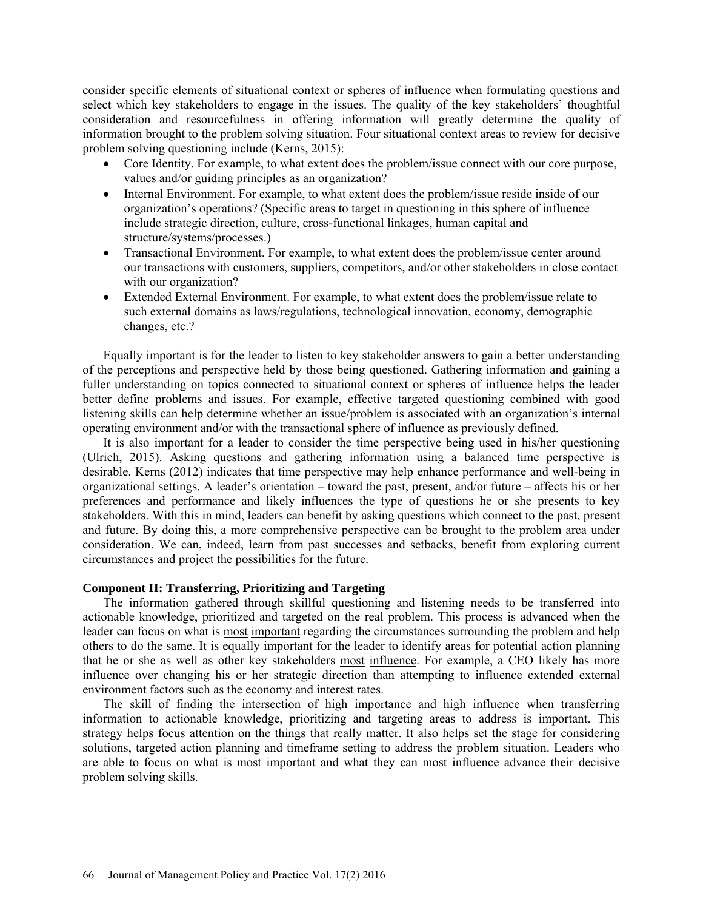consider specific elements of situational context or spheres of influence when formulating questions and select which key stakeholders to engage in the issues. The quality of the key stakeholders' thoughtful consideration and resourcefulness in offering information will greatly determine the quality of information brought to the problem solving situation. Four situational context areas to review for decisive problem solving questioning include (Kerns, 2015):

- Core Identity. For example, to what extent does the problem/issue connect with our core purpose, values and/or guiding principles as an organization?
- Internal Environment. For example, to what extent does the problem/issue reside inside of our organization's operations? (Specific areas to target in questioning in this sphere of influence include strategic direction, culture, cross-functional linkages, human capital and structure/systems/processes.)
- Transactional Environment. For example, to what extent does the problem/issue center around our transactions with customers, suppliers, competitors, and/or other stakeholders in close contact with our organization?
- Extended External Environment. For example, to what extent does the problem/issue relate to such external domains as laws/regulations, technological innovation, economy, demographic changes, etc.?

Equally important is for the leader to listen to key stakeholder answers to gain a better understanding of the perceptions and perspective held by those being questioned. Gathering information and gaining a fuller understanding on topics connected to situational context or spheres of influence helps the leader better define problems and issues. For example, effective targeted questioning combined with good listening skills can help determine whether an issue/problem is associated with an organization's internal operating environment and/or with the transactional sphere of influence as previously defined.

It is also important for a leader to consider the time perspective being used in his/her questioning (Ulrich, 2015). Asking questions and gathering information using a balanced time perspective is desirable. Kerns (2012) indicates that time perspective may help enhance performance and well-being in organizational settings. A leader's orientation – toward the past, present, and/or future – affects his or her preferences and performance and likely influences the type of questions he or she presents to key stakeholders. With this in mind, leaders can benefit by asking questions which connect to the past, present and future. By doing this, a more comprehensive perspective can be brought to the problem area under consideration. We can, indeed, learn from past successes and setbacks, benefit from exploring current circumstances and project the possibilities for the future.

**Component II: Transferring, Prioritizing and Targeting**

The information gathered through skillful questioning and listening needs to be transferred into actionable knowledge, prioritized and targeted on the real problem. This process is advanced when the leader can focus on what is most important regarding the circumstances surrounding the problem and help others to do the same. It is equally important for the leader to identify areas for potential action planning that he or she as well as other key stakeholders most influence. For example, a CEO likely has more influence over changing his or her strategic direction than attempting to influence extended external environment factors such as the economy and interest rates.

The skill of finding the intersection of high importance and high influence when transferring information to actionable knowledge, prioritizing and targeting areas to address is important. This strategy helps focus attention on the things that really matter. It also helps set the stage for considering solutions, targeted action planning and timeframe setting to address the problem situation. Leaders who are able to focus on what is most important and what they can most influence advance their decisive problem solving skills.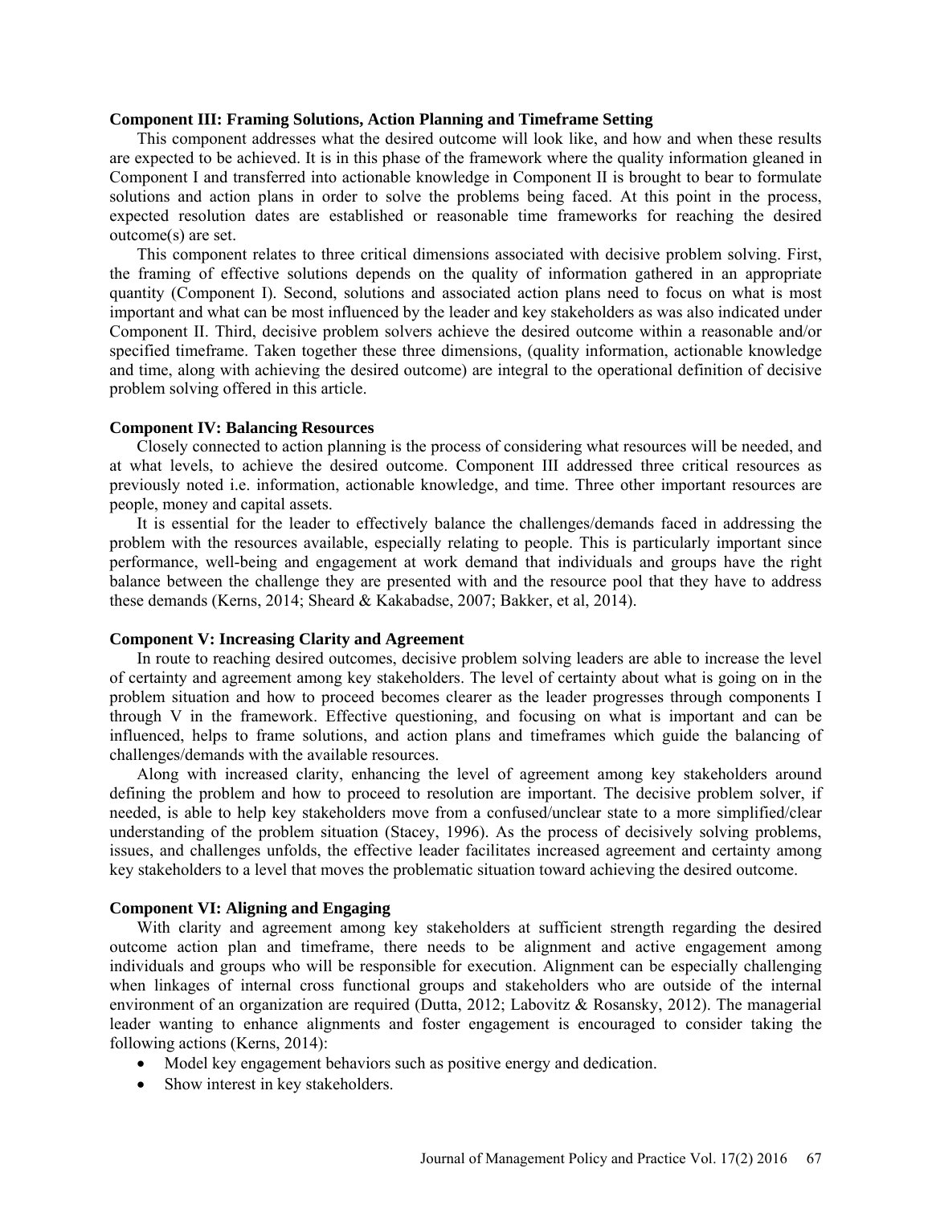**Component III: Framing Solutions, Action Planning and Timeframe Setting**

This component addresses what the desired outcome will look like, and how and when these results are expected to be achieved. It is in this phase of the framework where the quality information gleaned in Component I and transferred into actionable knowledge in Component II is brought to bear to formulate solutions and action plans in order to solve the problems being faced. At this point in the process, expected resolution dates are established or reasonable time frameworks for reaching the desired outcome(s) are set.

This component relates to three critical dimensions associated with decisive problem solving. First, the framing of effective solutions depends on the quality of information gathered in an appropriate quantity (Component I). Second, solutions and associated action plans need to focus on what is most important and what can be most influenced by the leader and key stakeholders as was also indicated under Component II. Third, decisive problem solvers achieve the desired outcome within a reasonable and/or specified timeframe. Taken together these three dimensions, (quality information, actionable knowledge and time, along with achieving the desired outcome) are integral to the operational definition of decisive problem solving offered in this article.

**Component IV: Balancing Resources**

Closely connected to action planning is the process of considering what resources will be needed, and at what levels, to achieve the desired outcome. Component III addressed three critical resources as previously noted i.e. information, actionable knowledge, and time. Three other important resources are people, money and capital assets.

It is essential for the leader to effectively balance the challenges/demands faced in addressing the problem with the resources available, especially relating to people. This is particularly important since performance, well-being and engagement at work demand that individuals and groups have the right balance between the challenge they are presented with and the resource pool that they have to address these demands (Kerns, 2014; Sheard & Kakabadse, 2007; Bakker, et al, 2014).

**Component V: Increasing Clarity and Agreement**

In route to reaching desired outcomes, decisive problem solving leaders are able to increase the level of certainty and agreement among key stakeholders. The level of certainty about what is going on in the problem situation and how to proceed becomes clearer as the leader progresses through components I through V in the framework. Effective questioning, and focusing on what is important and can be influenced, helps to frame solutions, and action plans and timeframes which guide the balancing of challenges/demands with the available resources.

Along with increased clarity, enhancing the level of agreement among key stakeholders around defining the problem and how to proceed to resolution are important. The decisive problem solver, if needed, is able to help key stakeholders move from a confused/unclear state to a more simplified/clear understanding of the problem situation (Stacey, 1996). As the process of decisively solving problems, issues, and challenges unfolds, the effective leader facilitates increased agreement and certainty among key stakeholders to a level that moves the problematic situation toward achieving the desired outcome.

**Component VI: Aligning and Engaging**

With clarity and agreement among key stakeholders at sufficient strength regarding the desired outcome action plan and timeframe, there needs to be alignment and active engagement among individuals and groups who will be responsible for execution. Alignment can be especially challenging when linkages of internal cross functional groups and stakeholders who are outside of the internal environment of an organization are required (Dutta, 2012; Labovitz & Rosansky, 2012). The managerial leader wanting to enhance alignments and foster engagement is encouraged to consider taking the following actions (Kerns, 2014):

- Model key engagement behaviors such as positive energy and dedication.
- Show interest in key stakeholders.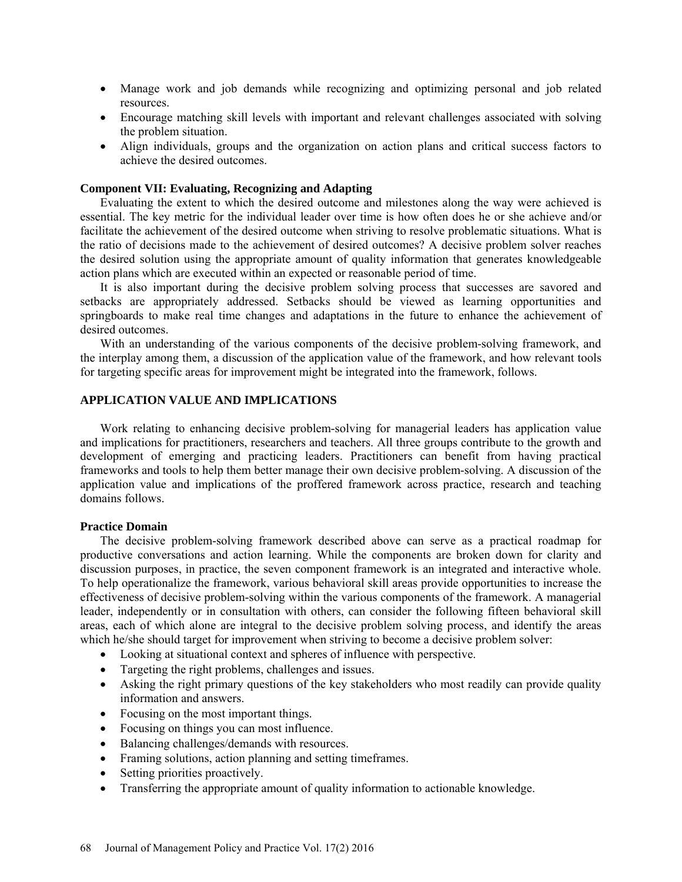- Manage work and job demands while recognizing and optimizing personal and job related resources.
- Encourage matching skill levels with important and relevant challenges associated with solving the problem situation.
- Align individuals, groups and the organization on action plans and critical success factors to achieve the desired outcomes.

### Component VII: Evaluating, Recognizing and Adapting

Evaluating the extent to which the desired outcome and milestones along the way were achieved is essential. The key metric for the individual leader over time is how often does he or she achieve and/or facilitate the achievement of the desired outcome when striving to resolve problematic situations. What is the ratio of decisions made to the achievement of desired outcomes? A decisive problem solver reaches the desired solution using the appropriate amount of quality information that generates knowledgeable action plans which are executed within an expected or reasonable period of time.

It is also important during the decisive problem solving process that successes are savored and setbacks are appropriately addressed. Setbacks should be viewed as learning opportunities and springboards to make real time changes and adaptations in the future to enhance the achievement of desired outcomes.

With an understanding of the various components of the decisive problem-solving framework, and the interplay among them, a discussion of the application value of the framework, and how relevant tools for targeting specific areas for improvement might be integrated into the framework, follows.

## APPLICATION VALUE AND IMPLICATIONS

Work relating to enhancing decisive problem-solving for managerial leaders has application value and implications for practitioners, researchers and teachers. All three groups contribute to the growth and development of emerging and practicing leaders. Practitioners can benefit from having practical frameworks and tools to help them better manage their own decisive problem-solving. A discussion of the application value and implications of the proffered framework across practice, research and teaching domains follows.

### Practice Domain

The decisive problem-solving framework described above can serve as a practical roadmap for productive conversations and action learning. While the components are broken down for clarity and discussion purposes, in practice, the seven component framework is an integrated and interactive whole. To help operationalize the framework, various behavioral skill areas provide opportunities to increase the effectiveness of decisive problem-solving within the various components of the framework. A managerial leader, independently or in consultation with others, can consider the following fifteen behavioral skill areas, each of which alone are integral to the decisive problem solving process, and identify the areas which he/she should target for improvement when striving to become a decisive problem solver:

- Looking at situational context and spheres of influence with perspective.
- Targeting the right problems, challenges and issues.
- Asking the right primary questions of the key stakeholders who most readily can provide quality information and answers.
- Focusing on the most important things.
- Focusing on things you can most influence.
- Balancing challenges/demands with resources.
- Framing solutions, action planning and setting timeframes.
- Setting priorities proactively.
- Transferring the appropriate amount of quality information to actionable knowledge.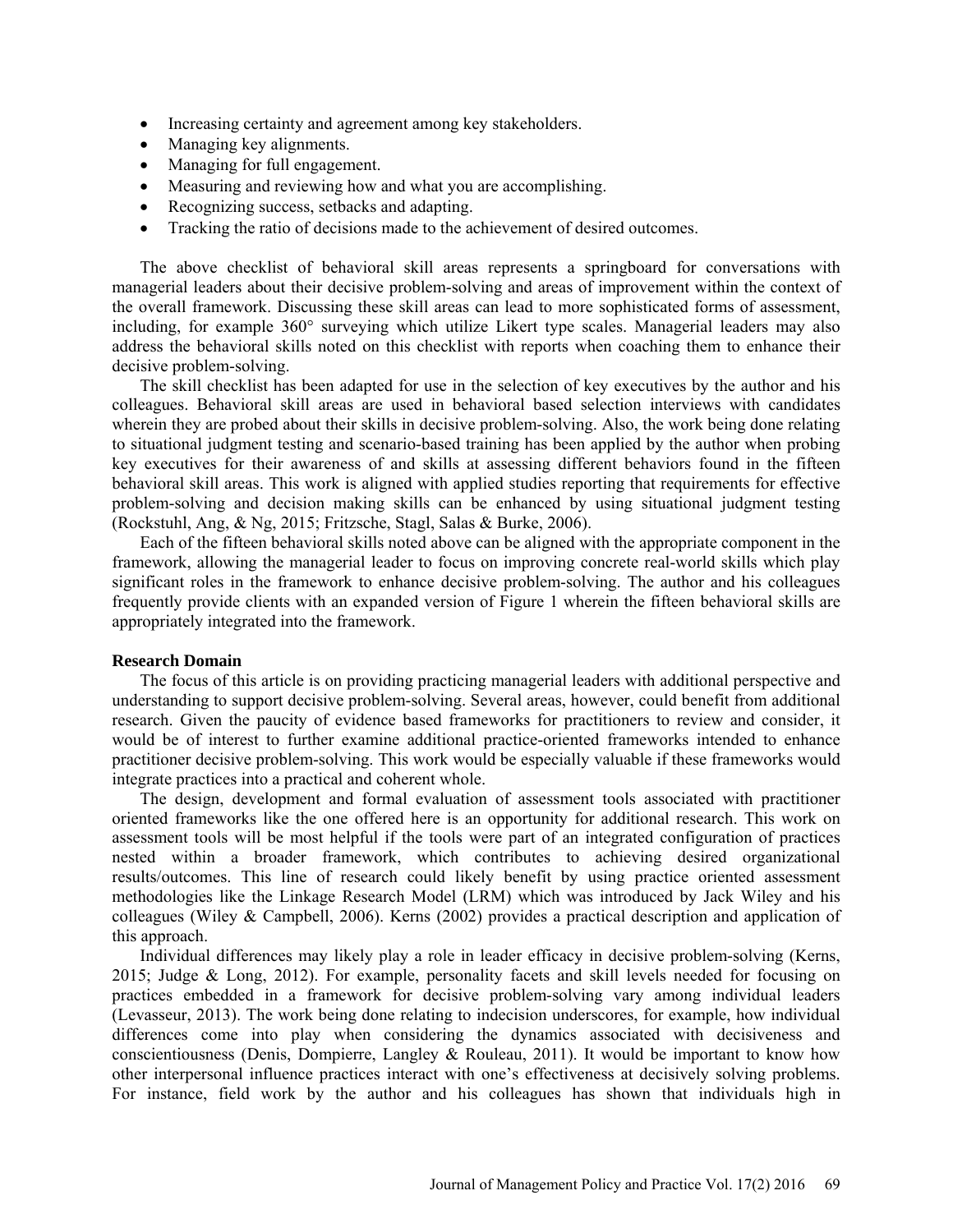- Increasing certainty and agreement among key stakeholders.
- Managing key alignments.
- Managing for full engagement.
- Measuring and reviewing how and what you are accomplishing.
- Recognizing success, setbacks and adapting.
- Tracking the ratio of decisions made to the achievement of desired outcomes.

The above checklist of behavioral skill areas represents a springboard for conversations with managerial leaders about their decisive problem-solving and areas of improvement within the context of the overall framework. Discussing these skill areas can lead to more sophisticated forms of assessment, including, for example 360° surveying which utilize Likert type scales. Managerial leaders may also address the behavioral skills noted on this checklist with reports when coaching them to enhance their decisive problem-solving.

The skill checklist has been adapted for use in the selection of key executives by the author and his colleagues. Behavioral skill areas are used in behavioral based selection interviews with candidates wherein they are probed about their skills in decisive problem-solving. Also, the work being done relating to situational judgment testing and scenario-based training has been applied by the author when probing key executives for their awareness of and skills at assessing different behaviors found in the fifteen behavioral skill areas. This work is aligned with applied studies reporting that requirements for effective problem-solving and decision making skills can be enhanced by using situational judgment testing (Rockstuhl, Ang, & Ng, 2015; Fritzsche, Stagl, Salas & Burke, 2006).

Each of the fifteen behavioral skills noted above can be aligned with the appropriate component in the framework, allowing the managerial leader to focus on improving concrete real-world skills which play significant roles in the framework to enhance decisive problem-solving. The author and his colleagues frequently provide clients with an expanded version of Figure 1 wherein the fifteen behavioral skills are appropriately integrated into the framework.

**Research Domain**

The focus of this article is on providing practicing managerial leaders with additional perspective and understanding to support decisive problem-solving. Several areas, however, could benefit from additional research. Given the paucity of evidence based frameworks for practitioners to review and consider, it would be of interest to further examine additional practice-oriented frameworks intended to enhance practitioner decisive problem-solving. This work would be especially valuable if these frameworks would integrate practices into a practical and coherent whole.

The design, development and formal evaluation of assessment tools associated with practitioner oriented frameworks like the one offered here is an opportunity for additional research. This work on assessment tools will be most helpful if the tools were part of an integrated configuration of practices nested within a broader framework, which contributes to achieving desired organizational results/outcomes. This line of research could likely benefit by using practice oriented assessment methodologies like the Linkage Research Model (LRM) which was introduced by Jack Wiley and his colleagues (Wiley & Campbell, 2006). Kerns (2002) provides a practical description and application of this approach.

Individual differences may likely play a role in leader efficacy in decisive problem-solving (Kerns, 2015; Judge & Long, 2012). For example, personality facets and skill levels needed for focusing on practices embedded in a framework for decisive problem-solving vary among individual leaders (Levasseur, 2013). The work being done relating to indecision underscores, for example, how individual differences come into play when considering the dynamics associated with decisiveness and conscientiousness (Denis, Dompierre, Langley & Rouleau, 2011). It would be important to know how other interpersonal influence practices interact with one's effectiveness at decisively solving problems. For instance, field work by the author and his colleagues has shown that individuals high in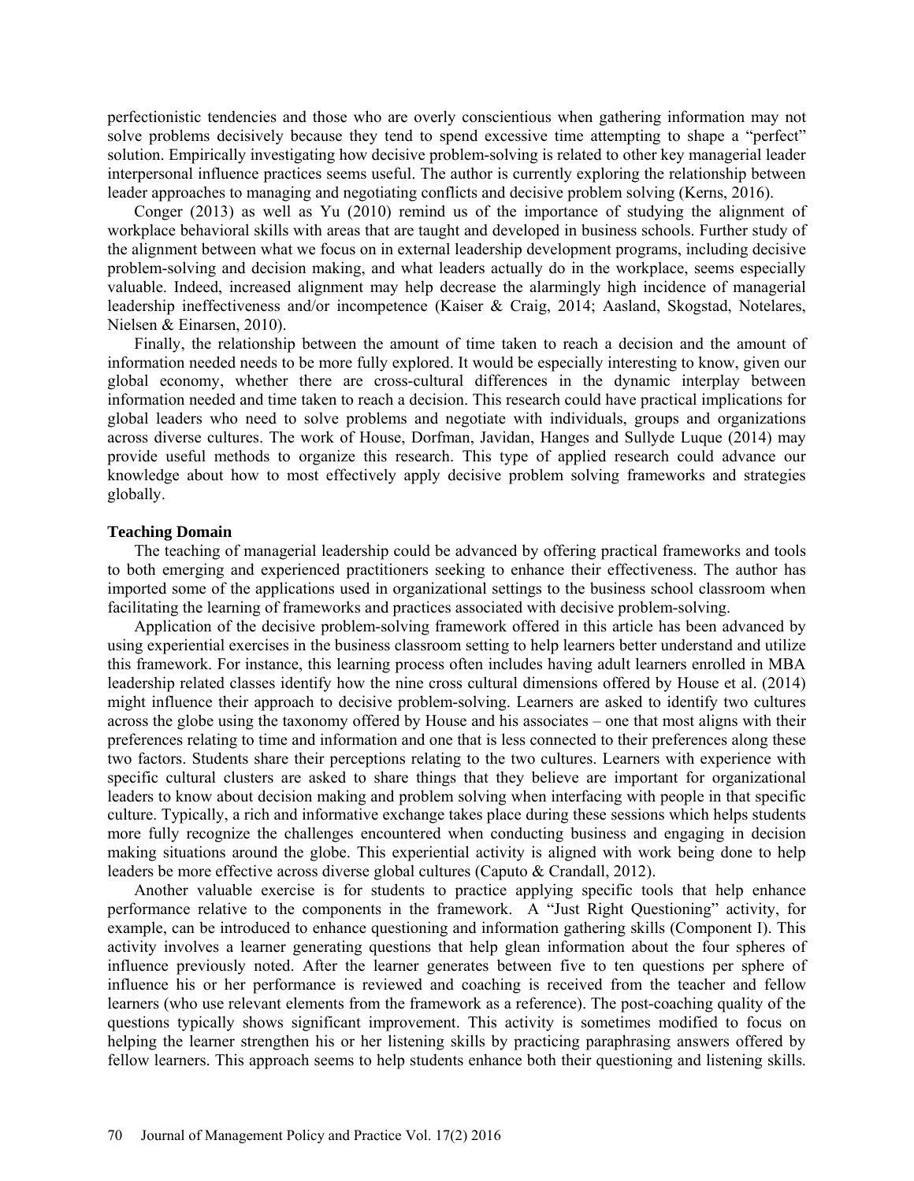perfectionistic tendencies and those who are overly conscientious when gathering information may not solve problems decisively because they tend to spend excessive time attempting to shape a "perfect" solution. Empirically investigating how decisive problem-solving is related to other key managerial leader interpersonal influence practices seems useful. The author is currently exploring the relationship between leader approaches to managing and negotiating conflicts and decisive problem solving (Kerns, 2016).

Conger (2013) as well as Yu (2010) remind us of the importance of studying the alignment of workplace behavioral skills with areas that are taught and developed in business schools. Further study of the alignment between what we focus on in external leadership development programs, including decisive problem-solving and decision making, and what leaders actually do in the workplace, seems especially valuable. Indeed, increased alignment may help decrease the alarmingly high incidence of managerial leadership ineffectiveness and/or incompetence (Kaiser & Craig, 2014; Aasland, Skogstad, Notelares, Nielsen & Einarsen, 2010).

Finally, the relationship between the amount of time taken to reach a decision and the amount of information needed needs to be more fully explored. It would be especially interesting to know, given our global economy, whether there are cross-cultural differences in the dynamic interplay between information needed and time taken to reach a decision. This research could have practical implications for global leaders who need to solve problems and negotiate with individuals, groups and organizations across diverse cultures. The work of House, Dorfman, Javidan, Hanges and Sullyde Luque (2014) may provide useful methods to organize this research. This type of applied research could advance our knowledge about how to most effectively apply decisive problem solving frameworks and strategies globally.

**Teaching Domain**

The teaching of managerial leadership could be advanced by offering practical frameworks and tools to both emerging and experienced practitioners seeking to enhance their effectiveness. The author has imported some of the applications used in organizational settings to the business school classroom when facilitating the learning of frameworks and practices associated with decisive problem-solving.

Application of the decisive problem-solving framework offered in this article has been advanced by using experiential exercises in the business classroom setting to help learners better understand and utilize this framework. For instance, this learning process often includes having adult learners enrolled in MBA leadership related classes identify how the nine cross cultural dimensions offered by House et al. (2014) might influence their approach to decisive problem-solving. Learners are asked to identify two cultures across the globe using the taxonomy offered by House and his associates – one that most aligns with their preferences relating to time and information and one that is less connected to their preferences along these two factors. Students share their perceptions relating to the two cultures. Learners with experience with specific cultural clusters are asked to share things that they believe are important for organizational leaders to know about decision making and problem solving when interfacing with people in that specific culture. Typically, a rich and informative exchange takes place during these sessions which helps students more fully recognize the challenges encountered when conducting business and engaging in decision making situations around the globe. This experiential activity is aligned with work being done to help leaders be more effective across diverse global cultures (Caputo & Crandall, 2012).

Another valuable exercise is for students to practice applying specific tools that help enhance performance relative to the components in the framework. A "Just Right Questioning" activity, for example, can be introduced to enhance questioning and information gathering skills (Component I). This activity involves a learner generating questions that help glean information about the four spheres of influence previously noted. After the learner generates between five to ten questions per sphere of influence his or her performance is reviewed and coaching is received from the teacher and fellow learners (who use relevant elements from the framework as a reference). The post-coaching quality of the questions typically shows significant improvement. This activity is sometimes modified to focus on helping the learner strengthen his or her listening skills by practicing paraphrasing answers offered by fellow learners. This approach seems to help students enhance both their questioning and listening skills.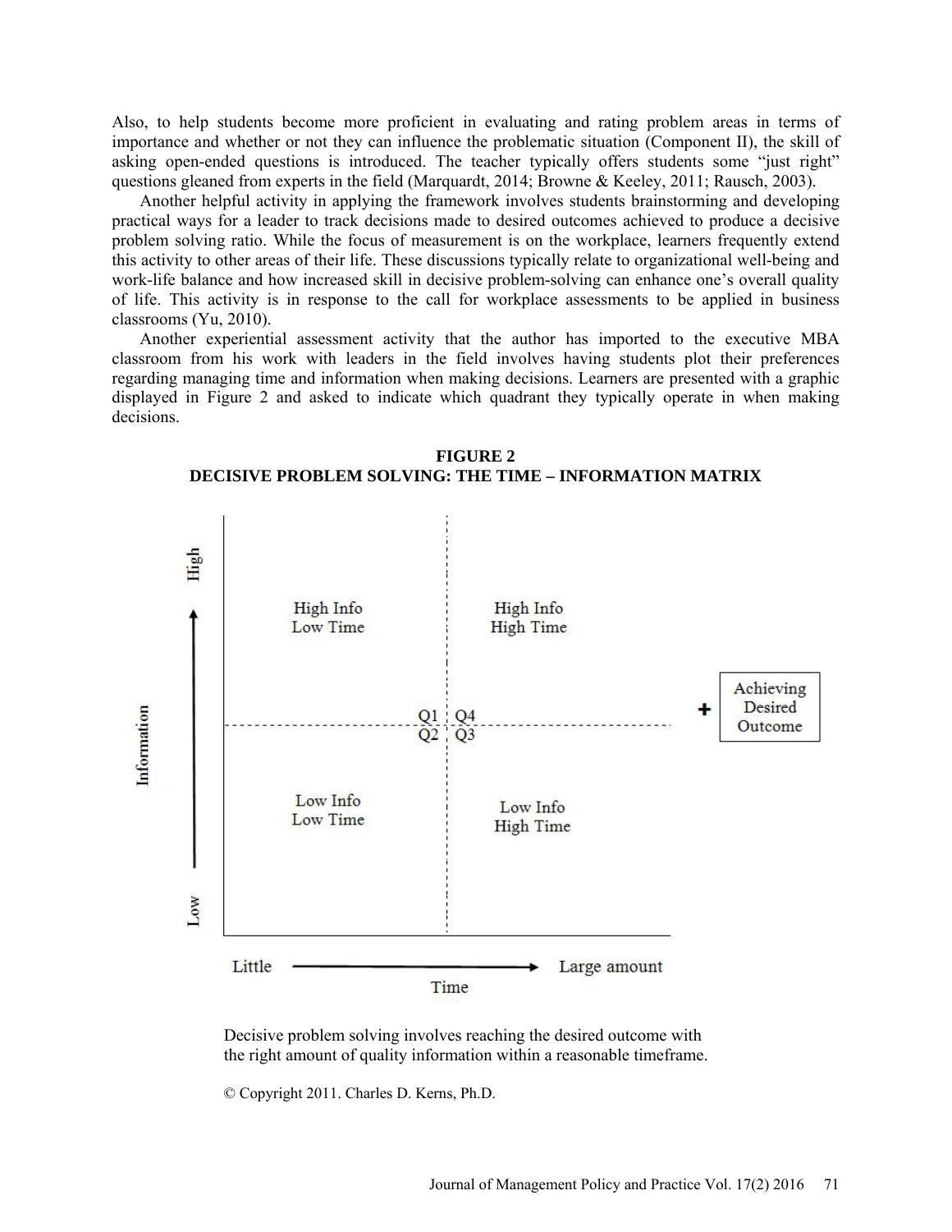Also, to help students become more proficient in evaluating and rating problem areas in terms of importance and whether or not they can influence the problematic situation (Component II), the skill of asking open-ended questions is introduced. The teacher typically offers students some "just right" questions gleaned from experts in the field (Marquardt, 2014; Browne & Keeley, 2011; Rausch, 2003).

Another helpful activity in applying the framework involves students brainstorming and developing practical ways for a leader to track decisions made to desired outcomes achieved to produce a decisive problem solving ratio. While the focus of measurement is on the workplace, learners frequently extend this activity to other areas of their life. These discussions typically relate to organizational well-being and work-life balance and how increased skill in decisive problem-solving can enhance one's overall quality of life. This activity is in response to the call for workplace assessments to be applied in business classrooms (Yu, 2010).

Another experiential assessment activity that the author has imported to the executive MBA classroom from his work with leaders in the field involves having students plot their preferences regarding managing time and information when making decisions. Learners are presented with a graphic displayed in Figure 2 and asked to indicate which quadrant they typically operate in when making decisions.

**FIGURE 2**
**DECISIVE PROBLEM SOLVING: THE TIME – INFORMATION MATRIX**

Information (Low → High)

| | Little Time | Large amount of Time |
|---|---|---|
| High Information | Q1: High Info, Low Time | Q4: High Info, High Time |
| Low Information | Q2: Low Info, Low Time | Q3: Low Info, High Time |

\+ Achieving Desired Outcome

Decisive problem solving involves reaching the desired outcome with the right amount of quality information within a reasonable timeframe.

© Copyright 2011. Charles D. Kerns, Ph.D.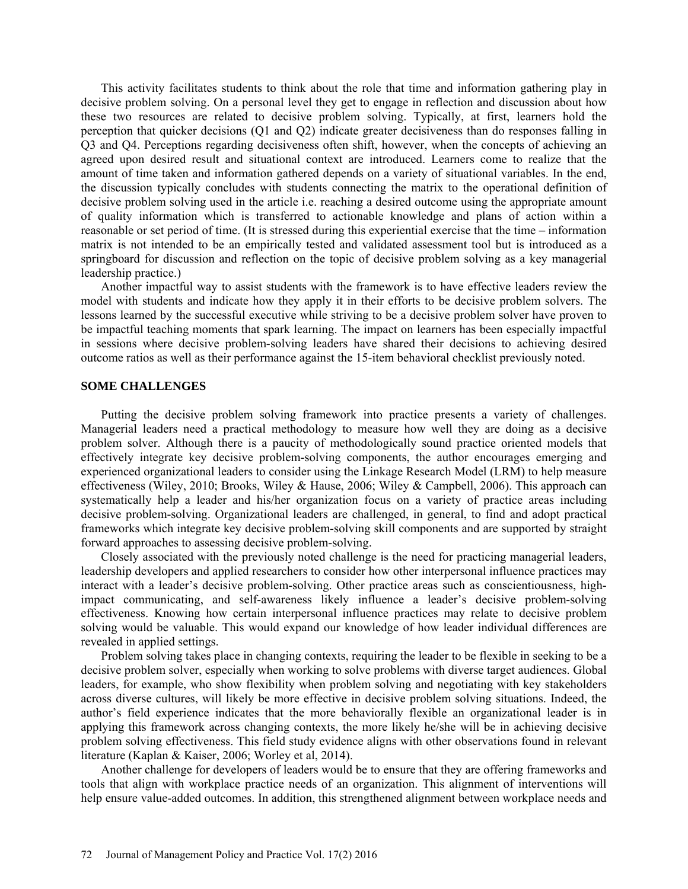This activity facilitates students to think about the role that time and information gathering play in decisive problem solving. On a personal level they get to engage in reflection and discussion about how these two resources are related to decisive problem solving. Typically, at first, learners hold the perception that quicker decisions (Q1 and Q2) indicate greater decisiveness than do responses falling in Q3 and Q4. Perceptions regarding decisiveness often shift, however, when the concepts of achieving an agreed upon desired result and situational context are introduced. Learners come to realize that the amount of time taken and information gathered depends on a variety of situational variables. In the end, the discussion typically concludes with students connecting the matrix to the operational definition of decisive problem solving used in the article i.e. reaching a desired outcome using the appropriate amount of quality information which is transferred to actionable knowledge and plans of action within a reasonable or set period of time. (It is stressed during this experiential exercise that the time – information matrix is not intended to be an empirically tested and validated assessment tool but is introduced as a springboard for discussion and reflection on the topic of decisive problem solving as a key managerial leadership practice.)

Another impactful way to assist students with the framework is to have effective leaders review the model with students and indicate how they apply it in their efforts to be decisive problem solvers. The lessons learned by the successful executive while striving to be a decisive problem solver have proven to be impactful teaching moments that spark learning. The impact on learners has been especially impactful in sessions where decisive problem-solving leaders have shared their decisions to achieving desired outcome ratios as well as their performance against the 15-item behavioral checklist previously noted.

## SOME CHALLENGES

Putting the decisive problem solving framework into practice presents a variety of challenges. Managerial leaders need a practical methodology to measure how well they are doing as a decisive problem solver. Although there is a paucity of methodologically sound practice oriented models that effectively integrate key decisive problem-solving components, the author encourages emerging and experienced organizational leaders to consider using the Linkage Research Model (LRM) to help measure effectiveness (Wiley, 2010; Brooks, Wiley & Hause, 2006; Wiley & Campbell, 2006). This approach can systematically help a leader and his/her organization focus on a variety of practice areas including decisive problem-solving. Organizational leaders are challenged, in general, to find and adopt practical frameworks which integrate key decisive problem-solving skill components and are supported by straight forward approaches to assessing decisive problem-solving.

Closely associated with the previously noted challenge is the need for practicing managerial leaders, leadership developers and applied researchers to consider how other interpersonal influence practices may interact with a leader's decisive problem-solving. Other practice areas such as conscientiousness, high-impact communicating, and self-awareness likely influence a leader's decisive problem-solving effectiveness. Knowing how certain interpersonal influence practices may relate to decisive problem solving would be valuable. This would expand our knowledge of how leader individual differences are revealed in applied settings.

Problem solving takes place in changing contexts, requiring the leader to be flexible in seeking to be a decisive problem solver, especially when working to solve problems with diverse target audiences. Global leaders, for example, who show flexibility when problem solving and negotiating with key stakeholders across diverse cultures, will likely be more effective in decisive problem solving situations. Indeed, the author's field experience indicates that the more behaviorally flexible an organizational leader is in applying this framework across changing contexts, the more likely he/she will be in achieving decisive problem solving effectiveness. This field study evidence aligns with other observations found in relevant literature (Kaplan & Kaiser, 2006; Worley et al, 2014).

Another challenge for developers of leaders would be to ensure that they are offering frameworks and tools that align with workplace practice needs of an organization. This alignment of interventions will help ensure value-added outcomes. In addition, this strengthened alignment between workplace needs and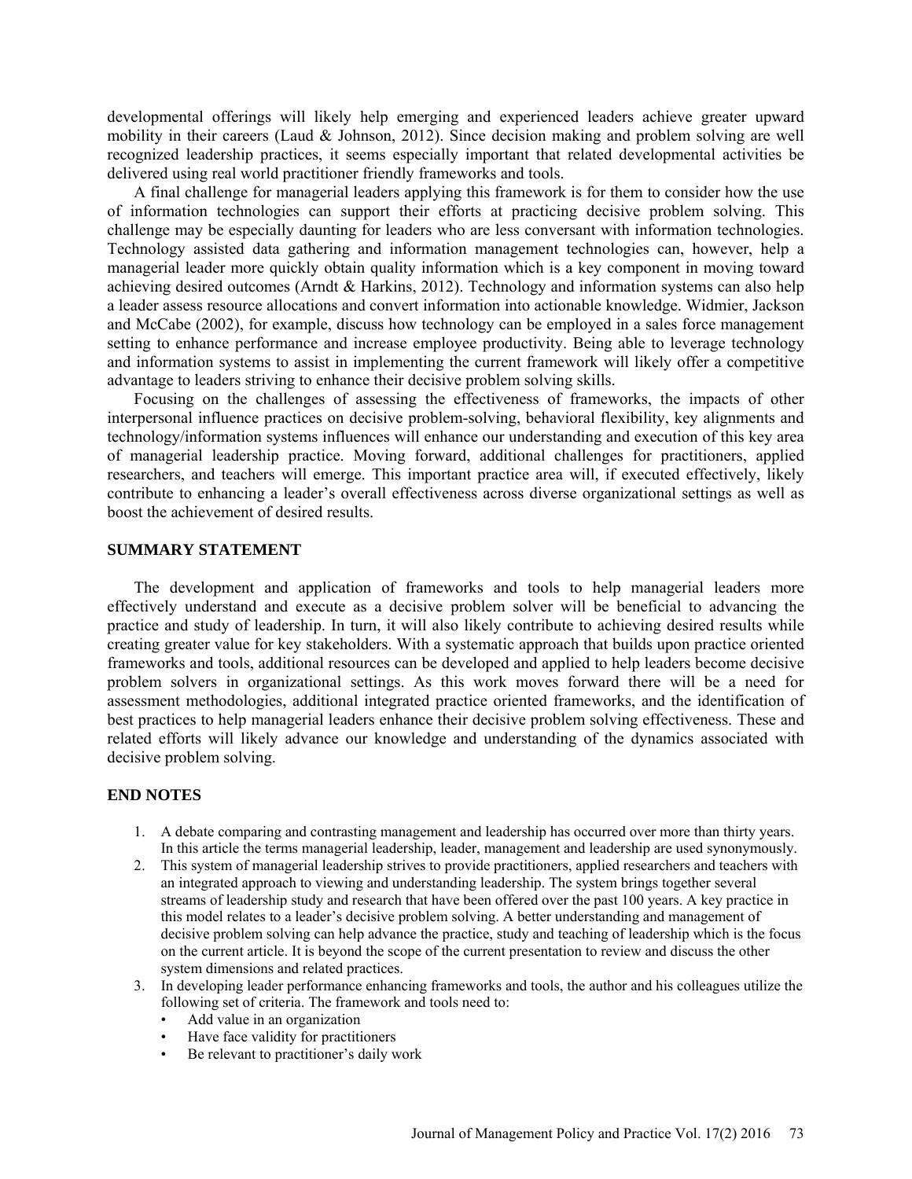developmental offerings will likely help emerging and experienced leaders achieve greater upward mobility in their careers (Laud & Johnson, 2012). Since decision making and problem solving are well recognized leadership practices, it seems especially important that related developmental activities be delivered using real world practitioner friendly frameworks and tools.

A final challenge for managerial leaders applying this framework is for them to consider how the use of information technologies can support their efforts at practicing decisive problem solving. This challenge may be especially daunting for leaders who are less conversant with information technologies. Technology assisted data gathering and information management technologies can, however, help a managerial leader more quickly obtain quality information which is a key component in moving toward achieving desired outcomes (Arndt & Harkins, 2012). Technology and information systems can also help a leader assess resource allocations and convert information into actionable knowledge. Widmier, Jackson and McCabe (2002), for example, discuss how technology can be employed in a sales force management setting to enhance performance and increase employee productivity. Being able to leverage technology and information systems to assist in implementing the current framework will likely offer a competitive advantage to leaders striving to enhance their decisive problem solving skills.

Focusing on the challenges of assessing the effectiveness of frameworks, the impacts of other interpersonal influence practices on decisive problem-solving, behavioral flexibility, key alignments and technology/information systems influences will enhance our understanding and execution of this key area of managerial leadership practice. Moving forward, additional challenges for practitioners, applied researchers, and teachers will emerge. This important practice area will, if executed effectively, likely contribute to enhancing a leader's overall effectiveness across diverse organizational settings as well as boost the achievement of desired results.

## SUMMARY STATEMENT

The development and application of frameworks and tools to help managerial leaders more effectively understand and execute as a decisive problem solver will be beneficial to advancing the practice and study of leadership. In turn, it will also likely contribute to achieving desired results while creating greater value for key stakeholders. With a systematic approach that builds upon practice oriented frameworks and tools, additional resources can be developed and applied to help leaders become decisive problem solvers in organizational settings. As this work moves forward there will be a need for assessment methodologies, additional integrated practice oriented frameworks, and the identification of best practices to help managerial leaders enhance their decisive problem solving effectiveness. These and related efforts will likely advance our knowledge and understanding of the dynamics associated with decisive problem solving.

## END NOTES

1. A debate comparing and contrasting management and leadership has occurred over more than thirty years. In this article the terms managerial leadership, leader, management and leadership are used synonymously.
2. This system of managerial leadership strives to provide practitioners, applied researchers and teachers with an integrated approach to viewing and understanding leadership. The system brings together several streams of leadership study and research that have been offered over the past 100 years. A key practice in this model relates to a leader's decisive problem solving. A better understanding and management of decisive problem solving can help advance the practice, study and teaching of leadership which is the focus on the current article. It is beyond the scope of the current presentation to review and discuss the other system dimensions and related practices.
3. In developing leader performance enhancing frameworks and tools, the author and his colleagues utilize the following set of criteria. The framework and tools need to:
   - Add value in an organization
   - Have face validity for practitioners
   - Be relevant to practitioner's daily work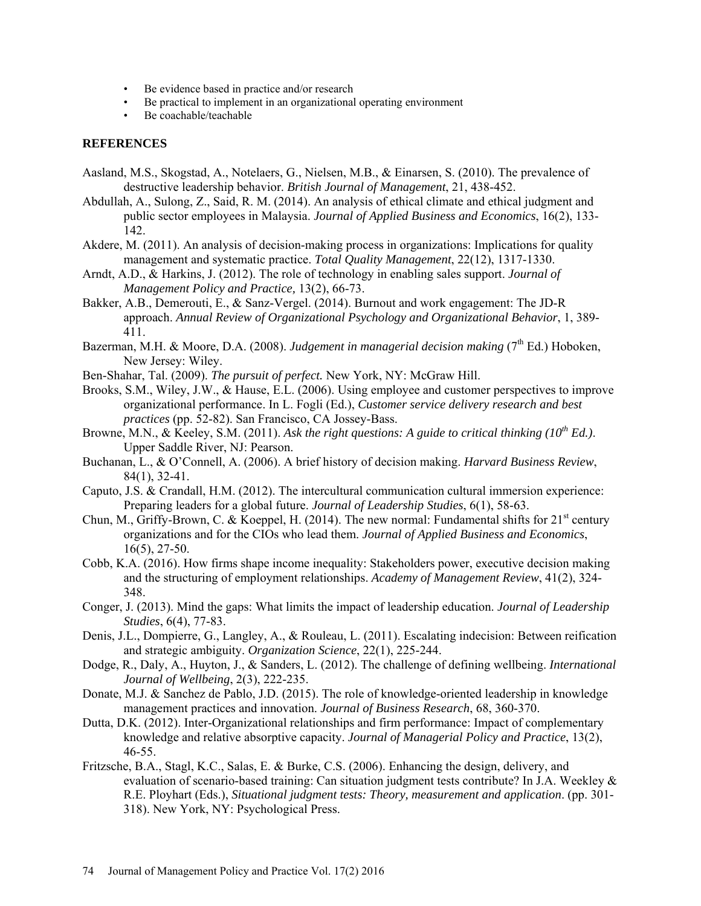- Be evidence based in practice and/or research
- Be practical to implement in an organizational operating environment
- Be coachable/teachable

## REFERENCES

Aasland, M.S., Skogstad, A., Notelaers, G., Nielsen, M.B., & Einarsen, S. (2010). The prevalence of destructive leadership behavior. *British Journal of Management*, 21, 438-452.

Abdullah, A., Sulong, Z., Said, R. M. (2014). An analysis of ethical climate and ethical judgment and public sector employees in Malaysia. *Journal of Applied Business and Economics*, 16(2), 133-142.

Akdere, M. (2011). An analysis of decision-making process in organizations: Implications for quality management and systematic practice. *Total Quality Management*, 22(12), 1317-1330.

Arndt, A.D., & Harkins, J. (2012). The role of technology in enabling sales support. *Journal of Management Policy and Practice,* 13(2), 66-73.

Bakker, A.B., Demerouti, E., & Sanz-Vergel. (2014). Burnout and work engagement: The JD-R approach. *Annual Review of Organizational Psychology and Organizational Behavior*, 1, 389-411.

Bazerman, M.H. & Moore, D.A. (2008). *Judgement in managerial decision making* (7th Ed.) Hoboken, New Jersey: Wiley.

Ben-Shahar, Tal. (2009). *The pursuit of perfect.* New York, NY: McGraw Hill.

Brooks, S.M., Wiley, J.W., & Hause, E.L. (2006). Using employee and customer perspectives to improve organizational performance. In L. Fogli (Ed.), *Customer service delivery research and best practices* (pp. 52-82). San Francisco, CA Jossey-Bass.

Browne, M.N., & Keeley, S.M. (2011). *Ask the right questions: A guide to critical thinking (10th Ed.)*. Upper Saddle River, NJ: Pearson.

Buchanan, L., & O'Connell, A. (2006). A brief history of decision making. *Harvard Business Review*, 84(1), 32-41.

Caputo, J.S. & Crandall, H.M. (2012). The intercultural communication cultural immersion experience: Preparing leaders for a global future. *Journal of Leadership Studies*, 6(1), 58-63.

Chun, M., Griffy-Brown, C. & Koeppel, H. (2014). The new normal: Fundamental shifts for 21st century organizations and for the CIOs who lead them. *Journal of Applied Business and Economics*, 16(5), 27-50.

Cobb, K.A. (2016). How firms shape income inequality: Stakeholders power, executive decision making and the structuring of employment relationships. *Academy of Management Review*, 41(2), 324-348.

Conger, J. (2013). Mind the gaps: What limits the impact of leadership education. *Journal of Leadership Studies*, 6(4), 77-83.

Denis, J.L., Dompierre, G., Langley, A., & Rouleau, L. (2011). Escalating indecision: Between reification and strategic ambiguity. *Organization Science*, 22(1), 225-244.

Dodge, R., Daly, A., Huyton, J., & Sanders, L. (2012). The challenge of defining wellbeing. *International Journal of Wellbeing*, 2(3), 222-235.

Donate, M.J. & Sanchez de Pablo, J.D. (2015). The role of knowledge-oriented leadership in knowledge management practices and innovation. *Journal of Business Research*, 68, 360-370.

Dutta, D.K. (2012). Inter-Organizational relationships and firm performance: Impact of complementary knowledge and relative absorptive capacity. *Journal of Managerial Policy and Practice*, 13(2), 46-55.

Fritzsche, B.A., Stagl, K.C., Salas, E. & Burke, C.S. (2006). Enhancing the design, delivery, and evaluation of scenario-based training: Can situation judgment tests contribute? In J.A. Weekley & R.E. Ployhart (Eds.), *Situational judgment tests: Theory, measurement and application*. (pp. 301-318). New York, NY: Psychological Press.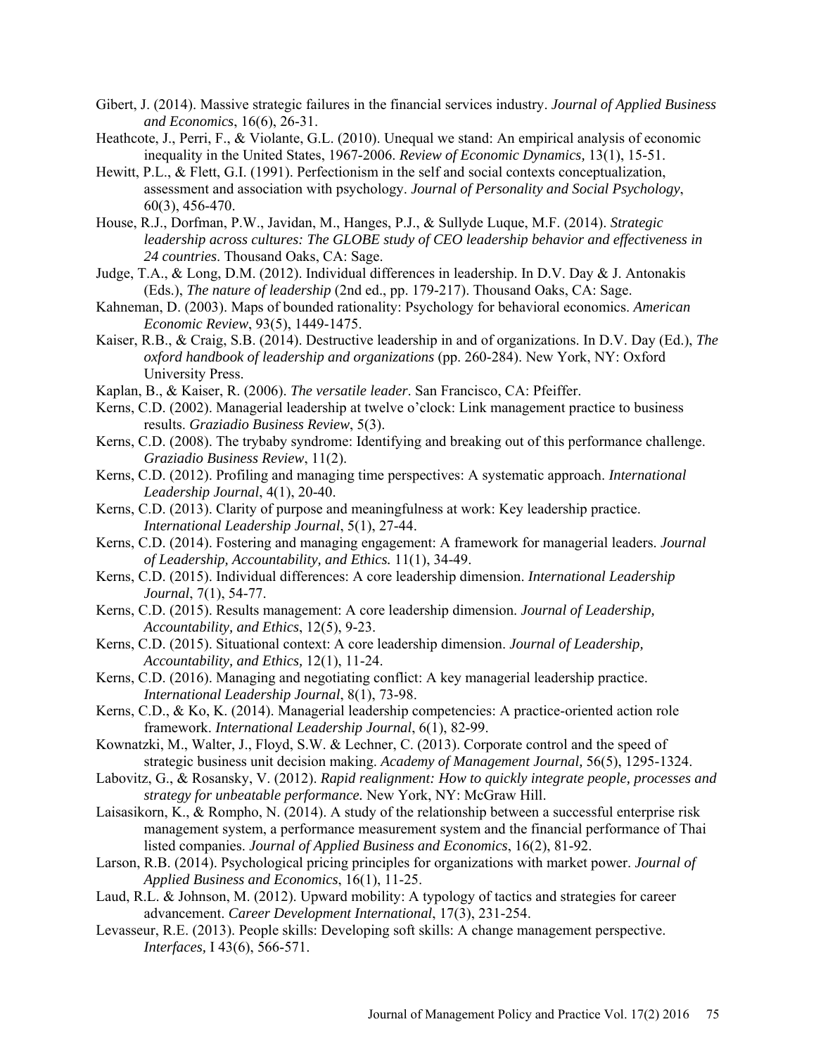Gibert, J. (2014). Massive strategic failures in the financial services industry. *Journal of Applied Business and Economics*, 16(6), 26-31.

Heathcote, J., Perri, F., & Violante, G.L. (2010). Unequal we stand: An empirical analysis of economic inequality in the United States, 1967-2006. *Review of Economic Dynamics,* 13(1), 15-51.

Hewitt, P.L., & Flett, G.I. (1991). Perfectionism in the self and social contexts conceptualization, assessment and association with psychology. *Journal of Personality and Social Psychology*, 60(3), 456-470.

House, R.J., Dorfman, P.W., Javidan, M., Hanges, P.J., & Sullyde Luque, M.F. (2014). *Strategic leadership across cultures: The GLOBE study of CEO leadership behavior and effectiveness in 24 countries*. Thousand Oaks, CA: Sage.

Judge, T.A., & Long, D.M. (2012). Individual differences in leadership. In D.V. Day & J. Antonakis (Eds.), *The nature of leadership* (2nd ed., pp. 179-217). Thousand Oaks, CA: Sage.

Kahneman, D. (2003). Maps of bounded rationality: Psychology for behavioral economics. *American Economic Review*, 93(5), 1449-1475.

Kaiser, R.B., & Craig, S.B. (2014). Destructive leadership in and of organizations. In D.V. Day (Ed.), *The oxford handbook of leadership and organizations* (pp. 260-284). New York, NY: Oxford University Press.

Kaplan, B., & Kaiser, R. (2006). *The versatile leader*. San Francisco, CA: Pfeiffer.

Kerns, C.D. (2002). Managerial leadership at twelve o'clock: Link management practice to business results. *Graziadio Business Review*, 5(3).

Kerns, C.D. (2008). The trybaby syndrome: Identifying and breaking out of this performance challenge. *Graziadio Business Review*, 11(2).

Kerns, C.D. (2012). Profiling and managing time perspectives: A systematic approach. *International Leadership Journal*, 4(1), 20-40.

Kerns, C.D. (2013). Clarity of purpose and meaningfulness at work: Key leadership practice. *International Leadership Journal*, 5(1), 27-44.

Kerns, C.D. (2014). Fostering and managing engagement: A framework for managerial leaders. *Journal of Leadership, Accountability, and Ethics.* 11(1), 34-49.

Kerns, C.D. (2015). Individual differences: A core leadership dimension. *International Leadership Journal*, 7(1), 54-77.

Kerns, C.D. (2015). Results management: A core leadership dimension. *Journal of Leadership, Accountability, and Ethics*, 12(5), 9-23.

Kerns, C.D. (2015). Situational context: A core leadership dimension. *Journal of Leadership, Accountability, and Ethics,* 12(1), 11-24.

Kerns, C.D. (2016). Managing and negotiating conflict: A key managerial leadership practice. *International Leadership Journal*, 8(1), 73-98.

Kerns, C.D., & Ko, K. (2014). Managerial leadership competencies: A practice-oriented action role framework. *International Leadership Journal*, 6(1), 82-99.

Kownatzki, M., Walter, J., Floyd, S.W. & Lechner, C. (2013). Corporate control and the speed of strategic business unit decision making. *Academy of Management Journal,* 56(5), 1295-1324.

Labovitz, G., & Rosansky, V. (2012). *Rapid realignment: How to quickly integrate people, processes and strategy for unbeatable performance.* New York, NY: McGraw Hill.

Laisasikorn, K., & Rompho, N. (2014). A study of the relationship between a successful enterprise risk management system, a performance measurement system and the financial performance of Thai listed companies. *Journal of Applied Business and Economics*, 16(2), 81-92.

Larson, R.B. (2014). Psychological pricing principles for organizations with market power. *Journal of Applied Business and Economics*, 16(1), 11-25.

Laud, R.L. & Johnson, M. (2012). Upward mobility: A typology of tactics and strategies for career advancement. *Career Development International*, 17(3), 231-254.

Levasseur, R.E. (2013). People skills: Developing soft skills: A change management perspective. *Interfaces,* I 43(6), 566-571.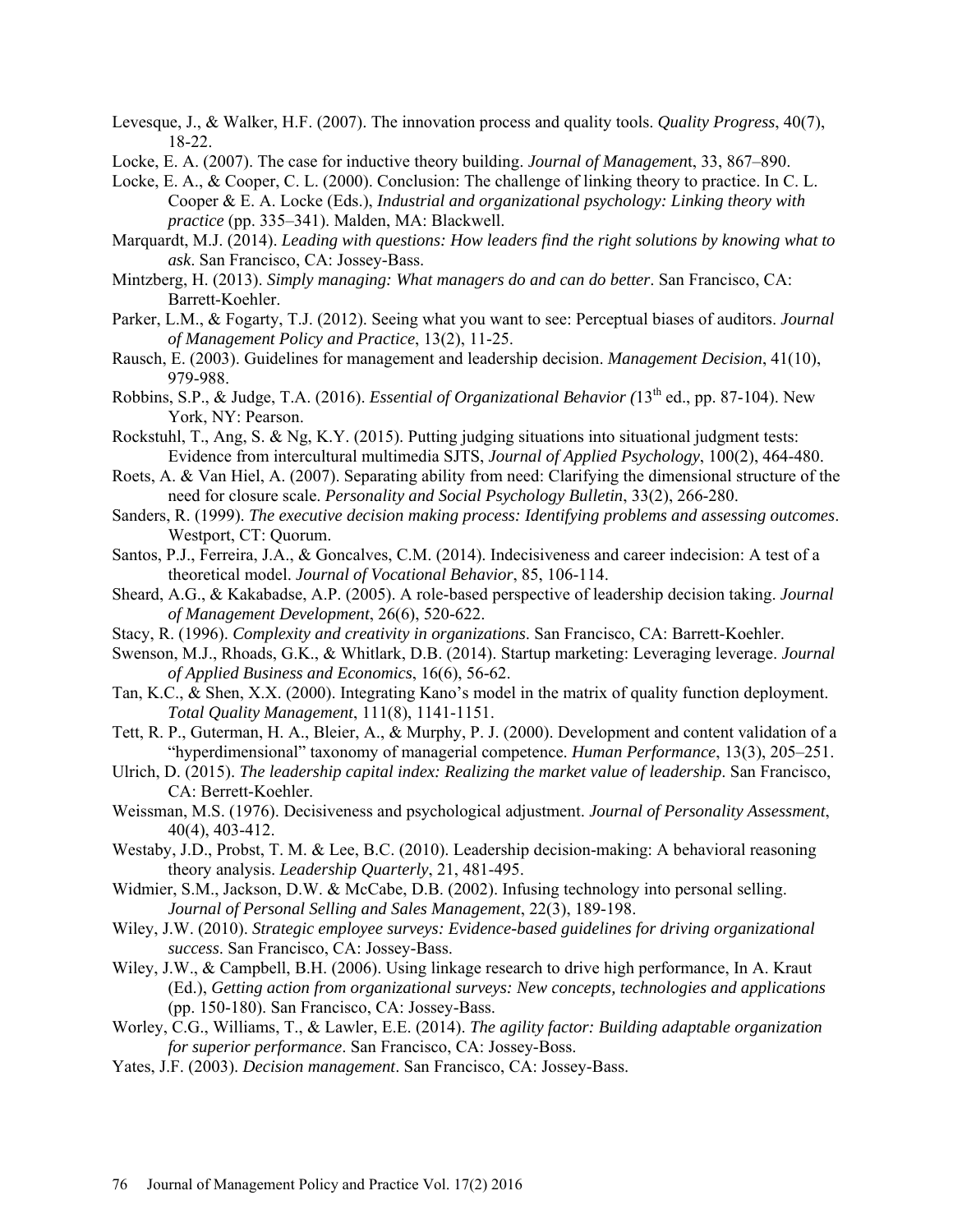Levesque, J., & Walker, H.F. (2007). The innovation process and quality tools. *Quality Progress*, 40(7), 18-22.

Locke, E. A. (2007). The case for inductive theory building. *Journal of Managemen*t, 33, 867–890.

Locke, E. A., & Cooper, C. L. (2000). Conclusion: The challenge of linking theory to practice. In C. L. Cooper & E. A. Locke (Eds.), *Industrial and organizational psychology: Linking theory with practice* (pp. 335–341). Malden, MA: Blackwell.

Marquardt, M.J. (2014). *Leading with questions: How leaders find the right solutions by knowing what to ask*. San Francisco, CA: Jossey-Bass.

Mintzberg, H. (2013). *Simply managing: What managers do and can do better*. San Francisco, CA: Barrett-Koehler.

Parker, L.M., & Fogarty, T.J. (2012). Seeing what you want to see: Perceptual biases of auditors. *Journal of Management Policy and Practice*, 13(2), 11-25.

Rausch, E. (2003). Guidelines for management and leadership decision. *Management Decision*, 41(10), 979-988.

Robbins, S.P., & Judge, T.A. (2016). *Essential of Organizational Behavior (*13th ed., pp. 87-104). New York, NY: Pearson.

Rockstuhl, T., Ang, S. & Ng, K.Y. (2015). Putting judging situations into situational judgment tests: Evidence from intercultural multimedia SJTS, *Journal of Applied Psychology*, 100(2), 464-480.

Roets, A. & Van Hiel, A. (2007). Separating ability from need: Clarifying the dimensional structure of the need for closure scale. *Personality and Social Psychology Bulletin*, 33(2), 266-280.

Sanders, R. (1999). *The executive decision making process: Identifying problems and assessing outcomes*. Westport, CT: Quorum.

Santos, P.J., Ferreira, J.A., & Goncalves, C.M. (2014). Indecisiveness and career indecision: A test of a theoretical model. *Journal of Vocational Behavior*, 85, 106-114.

Sheard, A.G., & Kakabadse, A.P. (2005). A role-based perspective of leadership decision taking. *Journal of Management Development*, 26(6), 520-622.

Stacy, R. (1996). *Complexity and creativity in organizations*. San Francisco, CA: Barrett-Koehler.

Swenson, M.J., Rhoads, G.K., & Whitlark, D.B. (2014). Startup marketing: Leveraging leverage. *Journal of Applied Business and Economics*, 16(6), 56-62.

Tan, K.C., & Shen, X.X. (2000). Integrating Kano's model in the matrix of quality function deployment. *Total Quality Management*, 111(8), 1141-1151.

Tett, R. P., Guterman, H. A., Bleier, A., & Murphy, P. J. (2000). Development and content validation of a "hyperdimensional" taxonomy of managerial competence. *Human Performance*, 13(3), 205–251.

Ulrich, D. (2015). *The leadership capital index: Realizing the market value of leadership*. San Francisco, CA: Berrett-Koehler.

Weissman, M.S. (1976). Decisiveness and psychological adjustment. *Journal of Personality Assessment*, 40(4), 403-412.

Westaby, J.D., Probst, T. M. & Lee, B.C. (2010). Leadership decision-making: A behavioral reasoning theory analysis. *Leadership Quarterly*, 21, 481-495.

Widmier, S.M., Jackson, D.W. & McCabe, D.B. (2002). Infusing technology into personal selling. *Journal of Personal Selling and Sales Management*, 22(3), 189-198.

Wiley, J.W. (2010). *Strategic employee surveys: Evidence-based guidelines for driving organizational success*. San Francisco, CA: Jossey-Bass.

Wiley, J.W., & Campbell, B.H. (2006). Using linkage research to drive high performance, In A. Kraut (Ed.), *Getting action from organizational surveys: New concepts, technologies and applications* (pp. 150-180). San Francisco, CA: Jossey-Bass.

Worley, C.G., Williams, T., & Lawler, E.E. (2014). *The agility factor: Building adaptable organization for superior performance*. San Francisco, CA: Jossey-Boss.

Yates, J.F. (2003). *Decision management*. San Francisco, CA: Jossey-Bass.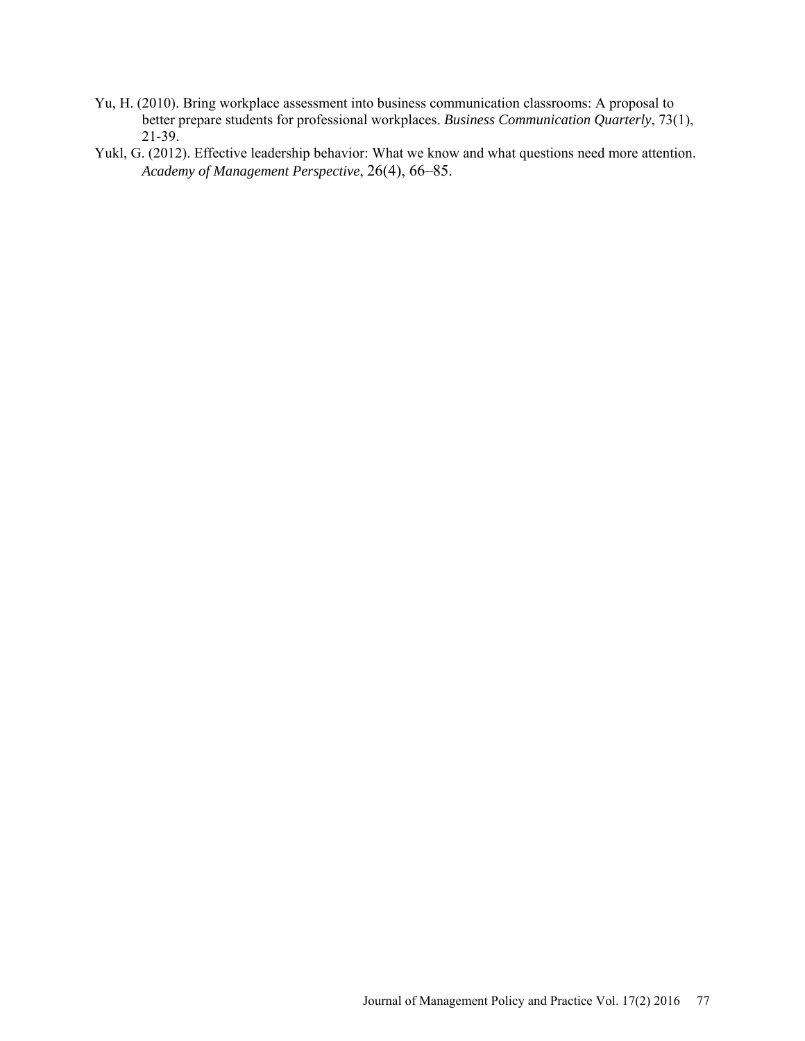Yu, H. (2010). Bring workplace assessment into business communication classrooms: A proposal to better prepare students for professional workplaces. *Business Communication Quarterly*, 73(1), 21-39.

Yukl, G. (2012). Effective leadership behavior: What we know and what questions need more attention. *Academy of Management Perspective*, 26(4), 66–85.